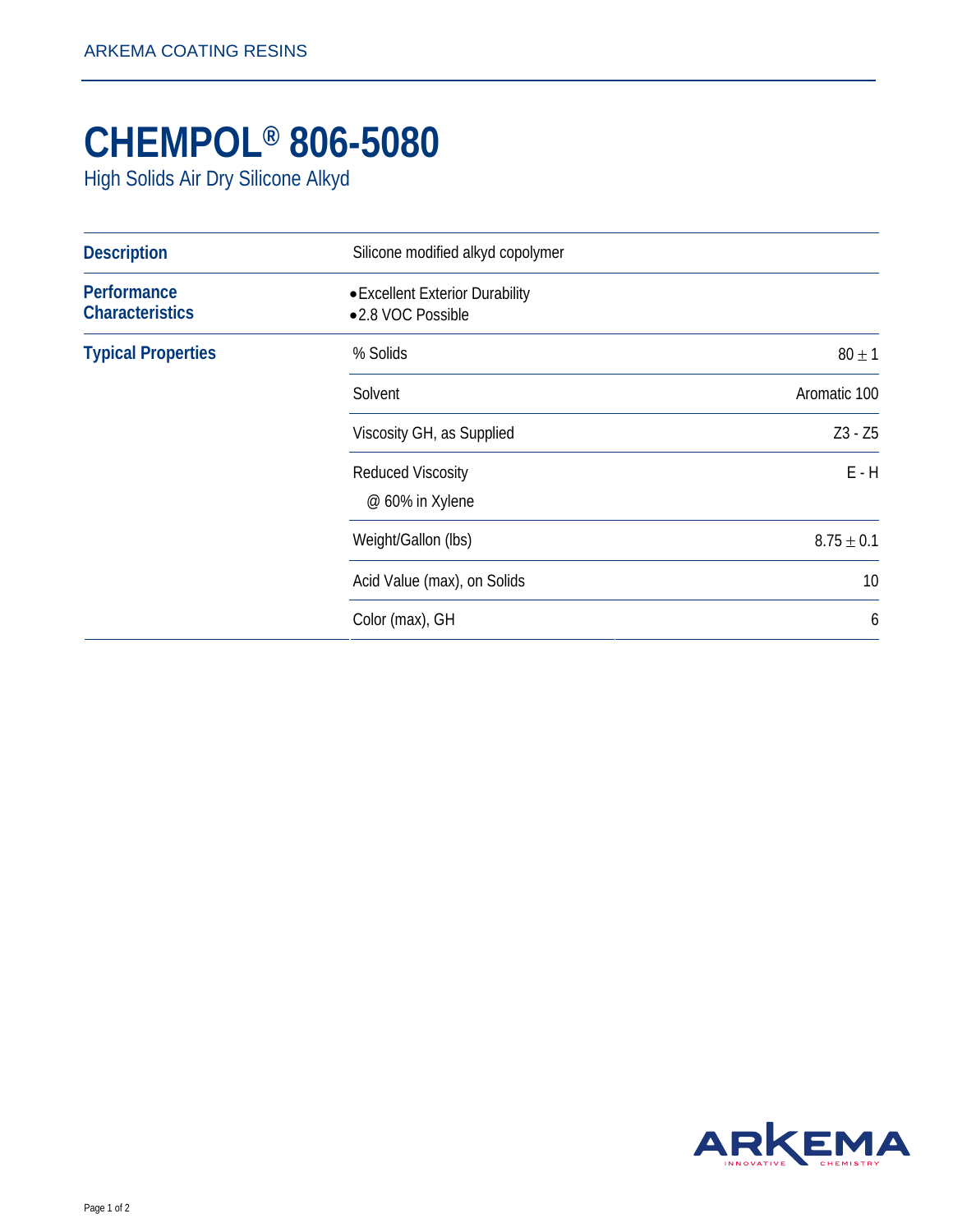ARKEMA COATING RESINS

# CHEMPOL® 806-5080

High Solids Air Dry Silicone Alkyd

| | | |
|---|---|---|
| **Description** | Silicone modified alkyd copolymer | |
| **Performance Characteristics** | • Excellent Exterior Durability<br>• 2.8 VOC Possible | |
| **Typical Properties** | % Solids | 80 ± 1 |
| | Solvent | Aromatic 100 |
| | Viscosity GH, as Supplied | Z3 - Z5 |
| | Reduced Viscosity<br>@ 60% in Xylene | E - H |
| | Weight/Gallon (lbs) | 8.75 ± 0.1 |
| | Acid Value (max), on Solids | 10 |
| | Color (max), GH | 6 |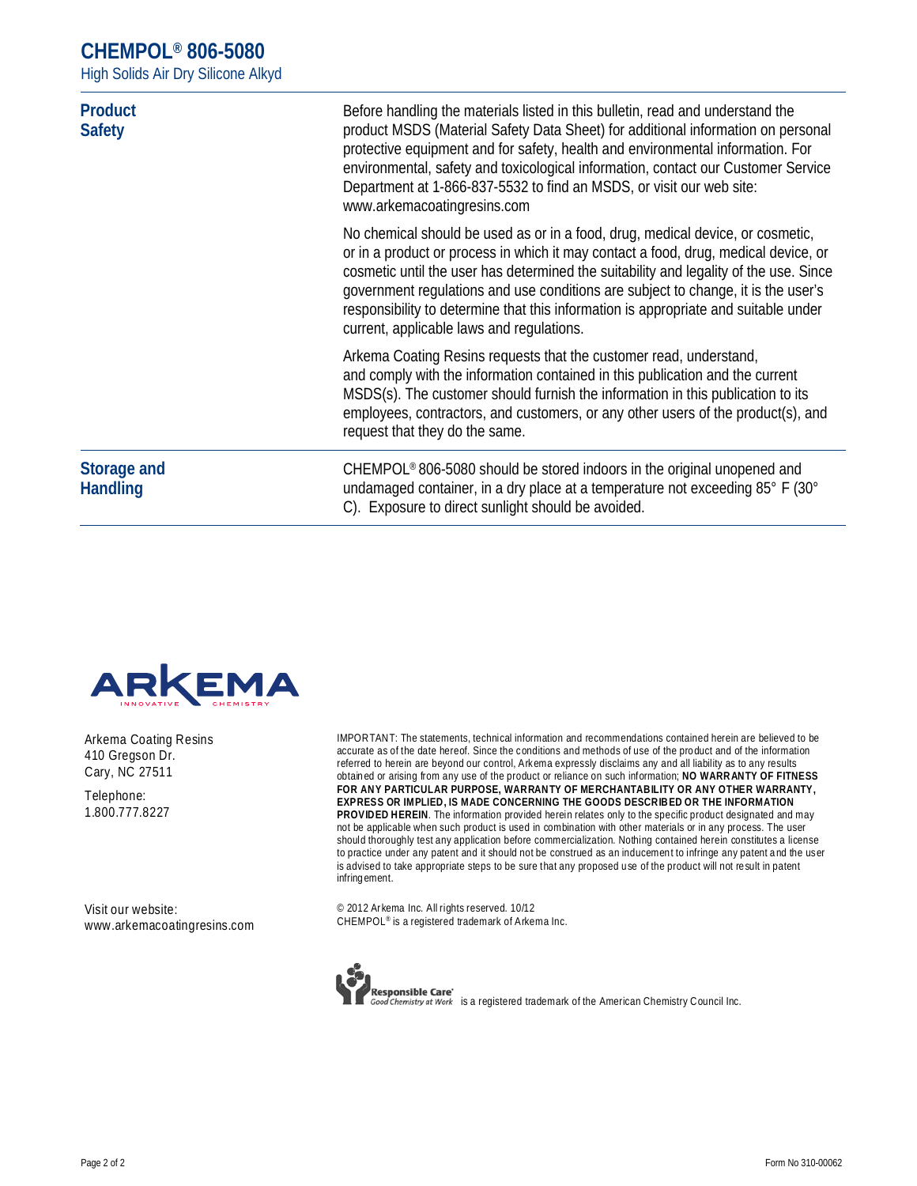# CHEMPOL® 806-5080

High Solids Air Dry Silicone Alkyd

| | |
|---|---|
| **Product Safety** | Before handling the materials listed in this bulletin, read and understand the product MSDS (Material Safety Data Sheet) for additional information on personal protective equipment and for safety, health and environmental information. For environmental, safety and toxicological information, contact our Customer Service Department at 1-866-837-5532 to find an MSDS, or visit our web site: www.arkemacoatingresins.com<br><br>No chemical should be used as or in a food, drug, medical device, or cosmetic, or in a product or process in which it may contact a food, drug, medical device, or cosmetic until the user has determined the suitability and legality of the use. Since government regulations and use conditions are subject to change, it is the user's responsibility to determine that this information is appropriate and suitable under current, applicable laws and regulations.<br><br>Arkema Coating Resins requests that the customer read, understand, and comply with the information contained in this publication and the current MSDS(s). The customer should furnish the information in this publication to its employees, contractors, and customers, or any other users of the product(s), and request that they do the same. |
| **Storage and Handling** | CHEMPOL® 806-5080 should be stored indoors in the original unopened and undamaged container, in a dry place at a temperature not exceeding 85° F (30° C). Exposure to direct sunlight should be avoided. |

ARKEMA
INNOVATIVE CHEMISTRY

Arkema Coating Resins
410 Gregson Dr.
Cary, NC 27511

Telephone:
1.800.777.8227

Visit our website:
www.arkemacoatingresins.com

IMPORTANT: The statements, technical information and recommendations contained herein are believed to be accurate as of the date hereof. Since the conditions and methods of use of the product and of the information referred to herein are beyond our control, Arkema expressly disclaims any and all liability as to any results obtained or arising from any use of the product or reliance on such information; **NO WARRANTY OF FITNESS FOR ANY PARTICULAR PURPOSE, WARRANTY OF MERCHANTABILITY OR ANY OTHER WARRANTY, EXPRESS OR IMPLIED, IS MADE CONCERNING THE GOODS DESCRIBED OR THE INFORMATION PROVIDED HEREIN**. The information provided herein relates only to the specific product designated and may not be applicable when such product is used in combination with other materials or in any process. The user should thoroughly test any application before commercialization. Nothing contained herein constitutes a license to practice under any patent and it should not be construed as an inducement to infringe any patent and the user is advised to take appropriate steps to be sure that any proposed use of the product will not result in patent infringement.

© 2012 Arkema Inc. All rights reserved. 10/12
CHEMPOL® is a registered trademark of Arkema Inc.

Responsible Care® Good Chemistry at Work is a registered trademark of the American Chemistry Council Inc.

Form No 310-00062